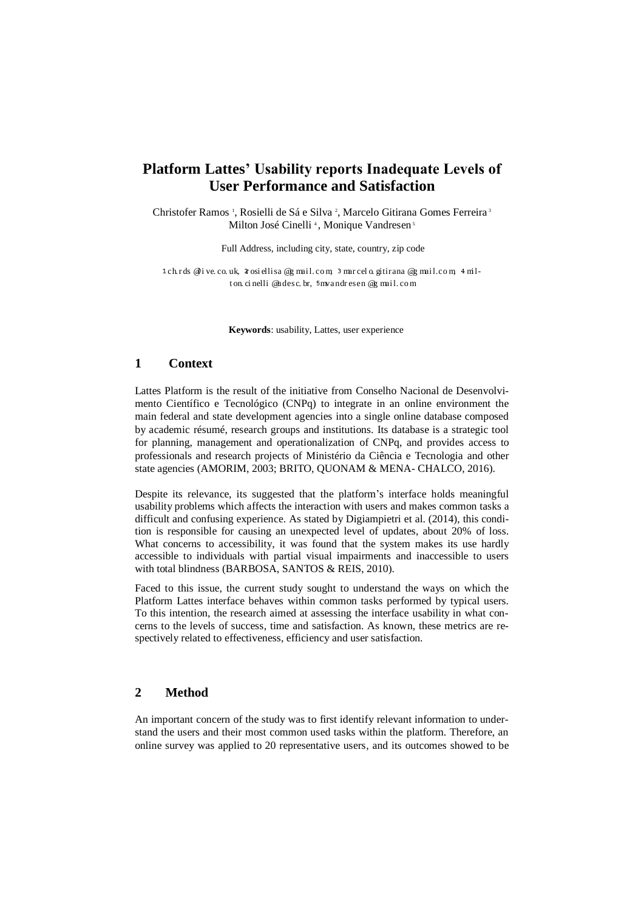# Platform Lattes' Usability reports Inadequate Levels of User Performance and Satisfaction

Christofer Ramos [1], Rosielli de Sá e Silva [2], Marcelo Gitirana Gomes Ferreira [3] Milton José Cinelli [4], Monique Vandresen [5]

Full Address, including city, state, country, zip code

1 chrds@live.co.uk, 2 rosiellisa@gmail.com, 3 marcelo.gitirana@gmail.com, 4 milton.cinelli@udesc.br, 5 mvandresen@gmail.com

**Keywords**: usability, Lattes, user experience

## 1 Context

Lattes Platform is the result of the initiative from Conselho Nacional de Desenvolvimento Científico e Tecnológico (CNPq) to integrate in an online environment the main federal and state development agencies into a single online database composed by academic résumé, research groups and institutions. Its database is a strategic tool for planning, management and operationalization of CNPq, and provides access to professionals and research projects of Ministério da Ciência e Tecnologia and other state agencies (AMORIM, 2003; BRITO, QUONAM & MENA- CHALCO, 2016).

Despite its relevance, its suggested that the platform's interface holds meaningful usability problems which affects the interaction with users and makes common tasks a difficult and confusing experience. As stated by Digiampietri et al. (2014), this condition is responsible for causing an unexpected level of updates, about 20% of loss. What concerns to accessibility, it was found that the system makes its use hardly accessible to individuals with partial visual impairments and inaccessible to users with total blindness (BARBOSA, SANTOS & REIS, 2010).

Faced to this issue, the current study sought to understand the ways on which the Platform Lattes interface behaves within common tasks performed by typical users. To this intention, the research aimed at assessing the interface usability in what concerns to the levels of success, time and satisfaction. As known, these metrics are respectively related to effectiveness, efficiency and user satisfaction.

## 2 Method

An important concern of the study was to first identify relevant information to understand the users and their most common used tasks within the platform. Therefore, an online survey was applied to 20 representative users, and its outcomes showed to be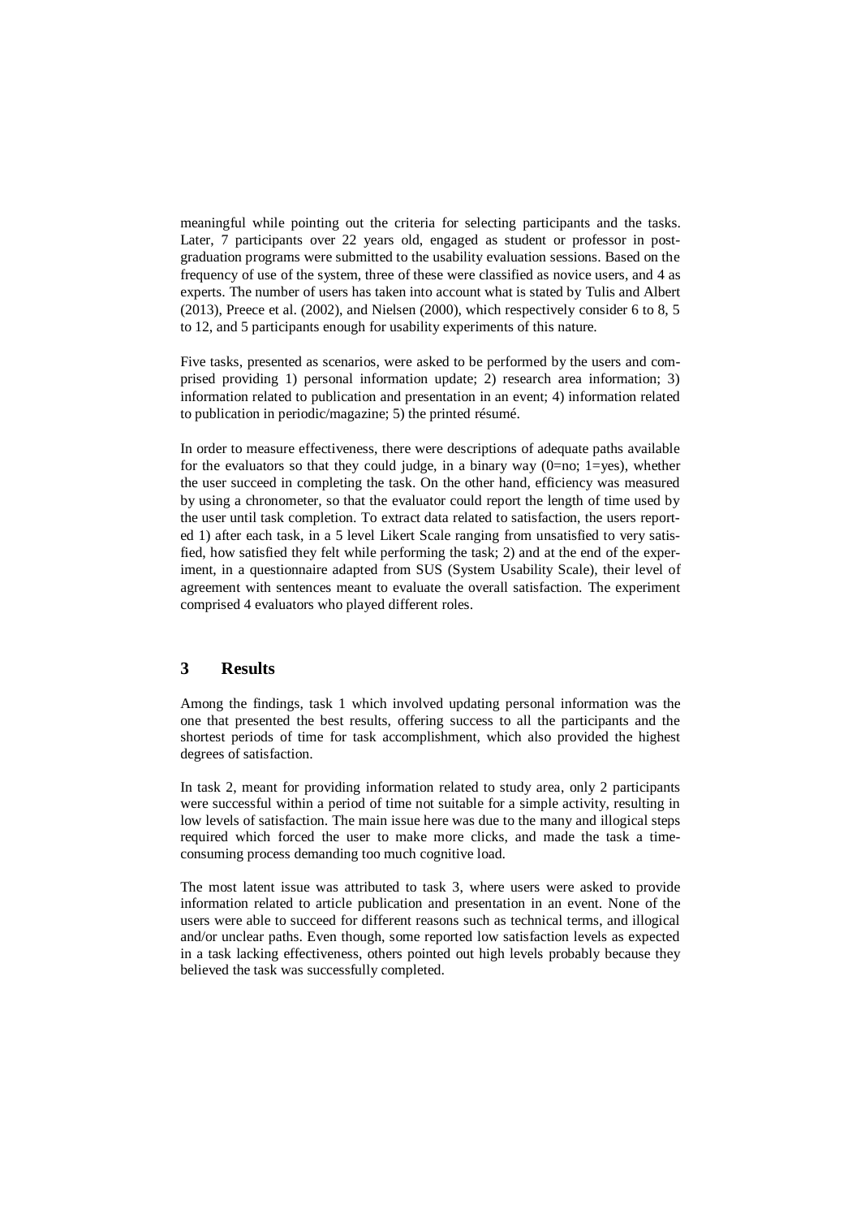meaningful while pointing out the criteria for selecting participants and the tasks. Later, 7 participants over 22 years old, engaged as student or professor in post-graduation programs were submitted to the usability evaluation sessions. Based on the frequency of use of the system, three of these were classified as novice users, and 4 as experts. The number of users has taken into account what is stated by Tulis and Albert (2013), Preece et al. (2002), and Nielsen (2000), which respectively consider 6 to 8, 5 to 12, and 5 participants enough for usability experiments of this nature.

Five tasks, presented as scenarios, were asked to be performed by the users and comprised providing 1) personal information update; 2) research area information; 3) information related to publication and presentation in an event; 4) information related to publication in periodic/magazine; 5) the printed résumé.

In order to measure effectiveness, there were descriptions of adequate paths available for the evaluators so that they could judge, in a binary way (0=no; 1=yes), whether the user succeed in completing the task. On the other hand, efficiency was measured by using a chronometer, so that the evaluator could report the length of time used by the user until task completion. To extract data related to satisfaction, the users reported 1) after each task, in a 5 level Likert Scale ranging from unsatisfied to very satisfied, how satisfied they felt while performing the task; 2) and at the end of the experiment, in a questionnaire adapted from SUS (System Usability Scale), their level of agreement with sentences meant to evaluate the overall satisfaction. The experiment comprised 4 evaluators who played different roles.

## 3 Results

Among the findings, task 1 which involved updating personal information was the one that presented the best results, offering success to all the participants and the shortest periods of time for task accomplishment, which also provided the highest degrees of satisfaction.

In task 2, meant for providing information related to study area, only 2 participants were successful within a period of time not suitable for a simple activity, resulting in low levels of satisfaction. The main issue here was due to the many and illogical steps required which forced the user to make more clicks, and made the task a time-consuming process demanding too much cognitive load.

The most latent issue was attributed to task 3, where users were asked to provide information related to article publication and presentation in an event. None of the users were able to succeed for different reasons such as technical terms, and illogical and/or unclear paths. Even though, some reported low satisfaction levels as expected in a task lacking effectiveness, others pointed out high levels probably because they believed the task was successfully completed.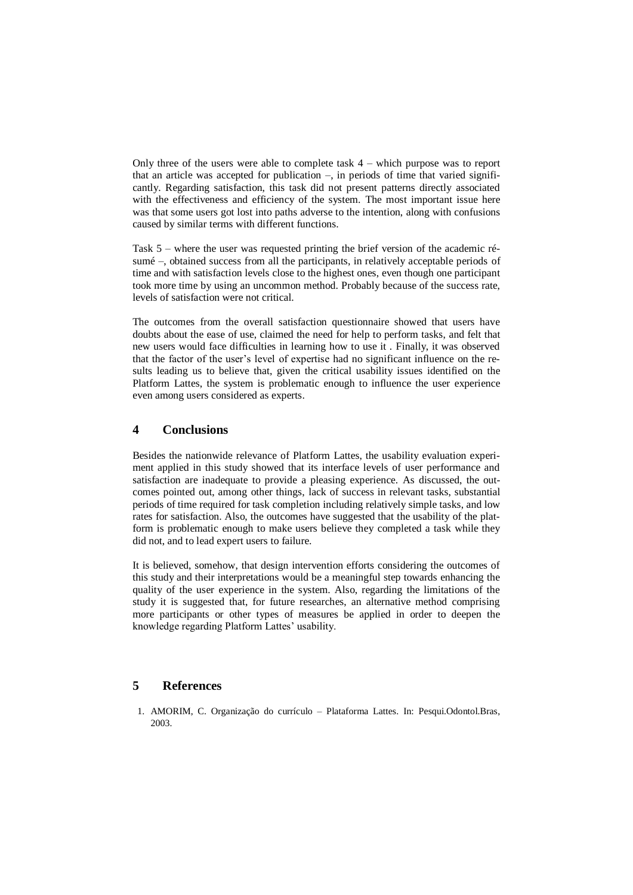Only three of the users were able to complete task 4 – which purpose was to report that an article was accepted for publication –, in periods of time that varied significantly. Regarding satisfaction, this task did not present patterns directly associated with the effectiveness and efficiency of the system. The most important issue here was that some users got lost into paths adverse to the intention, along with confusions caused by similar terms with different functions.

Task 5 – where the user was requested printing the brief version of the academic résumé –, obtained success from all the participants, in relatively acceptable periods of time and with satisfaction levels close to the highest ones, even though one participant took more time by using an uncommon method. Probably because of the success rate, levels of satisfaction were not critical.

The outcomes from the overall satisfaction questionnaire showed that users have doubts about the ease of use, claimed the need for help to perform tasks, and felt that new users would face difficulties in learning how to use it . Finally, it was observed that the factor of the user's level of expertise had no significant influence on the results leading us to believe that, given the critical usability issues identified on the Platform Lattes, the system is problematic enough to influence the user experience even among users considered as experts.

## 4 Conclusions

Besides the nationwide relevance of Platform Lattes, the usability evaluation experiment applied in this study showed that its interface levels of user performance and satisfaction are inadequate to provide a pleasing experience. As discussed, the outcomes pointed out, among other things, lack of success in relevant tasks, substantial periods of time required for task completion including relatively simple tasks, and low rates for satisfaction. Also, the outcomes have suggested that the usability of the platform is problematic enough to make users believe they completed a task while they did not, and to lead expert users to failure.

It is believed, somehow, that design intervention efforts considering the outcomes of this study and their interpretations would be a meaningful step towards enhancing the quality of the user experience in the system. Also, regarding the limitations of the study it is suggested that, for future researches, an alternative method comprising more participants or other types of measures be applied in order to deepen the knowledge regarding Platform Lattes' usability.

## 5 References

1. AMORIM, C. Organização do currículo – Plataforma Lattes. In: Pesqui.Odontol.Bras, 2003.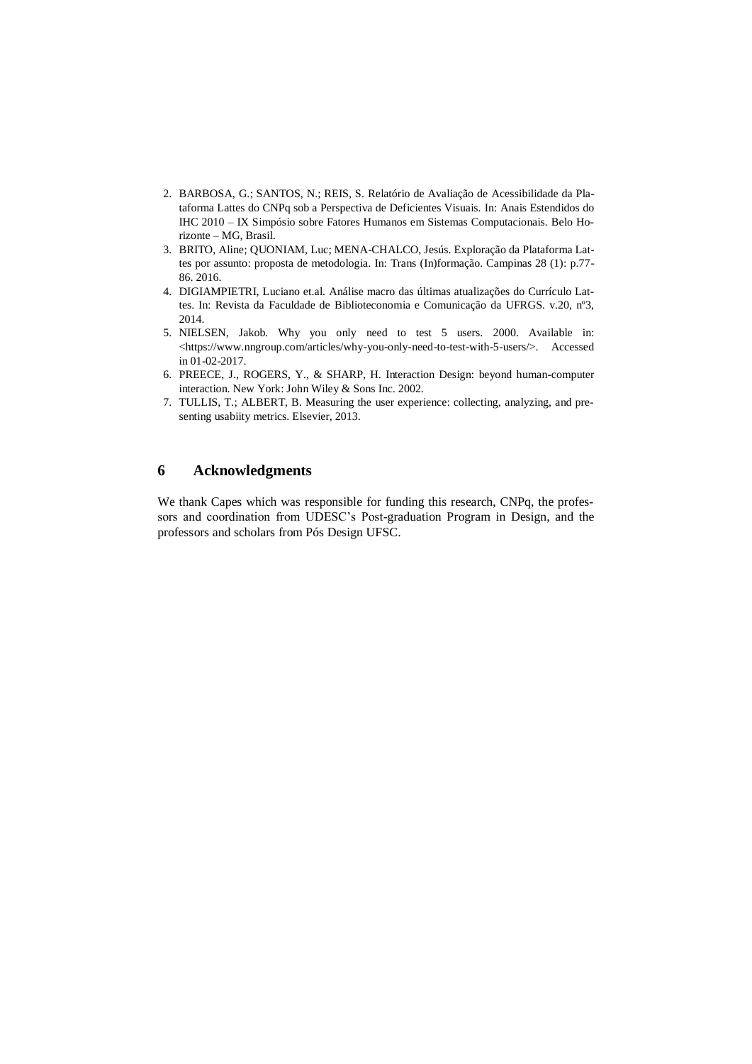2. BARBOSA, G.; SANTOS, N.; REIS, S. Relatório de Avaliação de Acessibilidade da Plataforma Lattes do CNPq sob a Perspectiva de Deficientes Visuais. In: Anais Estendidos do IHC 2010 – IX Simpósio sobre Fatores Humanos em Sistemas Computacionais. Belo Horizonte – MG, Brasil.
3. BRITO, Aline; QUONIAM, Luc; MENA-CHALCO, Jesús. Exploração da Plataforma Lattes por assunto: proposta de metodologia. In: Trans (In)formação. Campinas 28 (1): p.77-86. 2016.
4. DIGIAMPIETRI, Luciano et.al. Análise macro das últimas atualizações do Currículo Lattes. In: Revista da Faculdade de Biblioteconomia e Comunicação da UFRGS. v.20, nº3, 2014.
5. NIELSEN, Jakob. Why you only need to test 5 users. 2000. Available in: <https://www.nngroup.com/articles/why-you-only-need-to-test-with-5-users/>. Accessed in 01-02-2017.
6. PREECE, J., ROGERS, Y., & SHARP, H. Interaction Design: beyond human-computer interaction. New York: John Wiley & Sons Inc. 2002.
7. TULLIS, T.; ALBERT, B. Measuring the user experience: collecting, analyzing, and presenting usabiity metrics. Elsevier, 2013.

# 6 Acknowledgments

We thank Capes which was responsible for funding this research, CNPq, the professors and coordination from UDESC's Post-graduation Program in Design, and the professors and scholars from Pós Design UFSC.